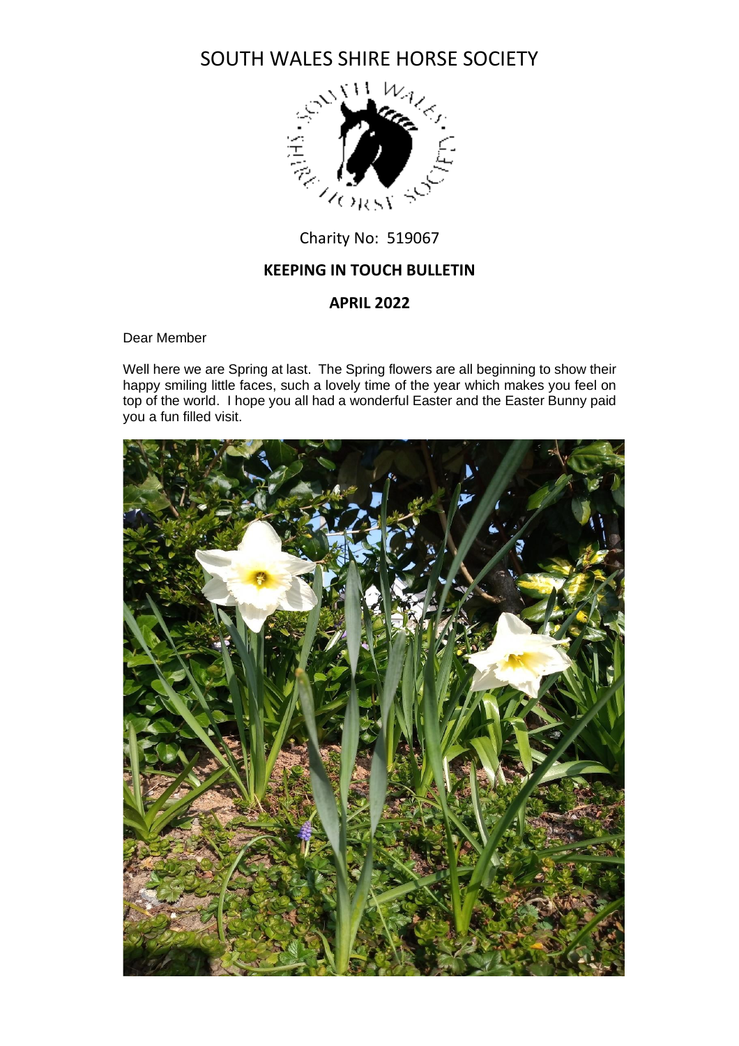# SOUTH WALES SHIRE HORSE SOCIETY

Charity No: 519067

**KEEPING IN TOUCH BULLETIN**

**APRIL 2022**

Dear Member

Well here we are Spring at last. The Spring flowers are all beginning to show their happy smiling little faces, such a lovely time of the year which makes you feel on top of the world. I hope you all had a wonderful Easter and the Easter Bunny paid you a fun filled visit.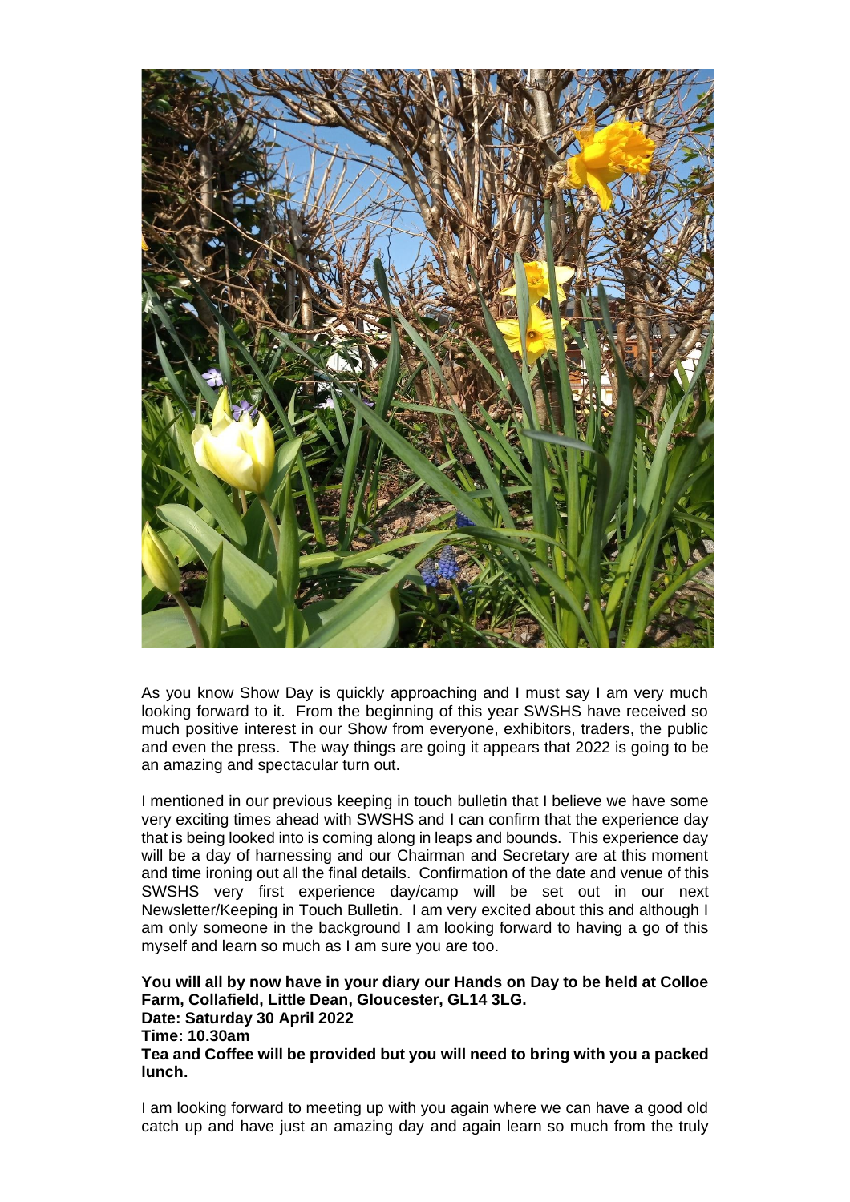As you know Show Day is quickly approaching and I must say I am very much looking forward to it. From the beginning of this year SWSHS have received so much positive interest in our Show from everyone, exhibitors, traders, the public and even the press. The way things are going it appears that 2022 is going to be an amazing and spectacular turn out.

I mentioned in our previous keeping in touch bulletin that I believe we have some very exciting times ahead with SWSHS and I can confirm that the experience day that is being looked into is coming along in leaps and bounds. This experience day will be a day of harnessing and our Chairman and Secretary are at this moment and time ironing out all the final details. Confirmation of the date and venue of this SWSHS very first experience day/camp will be set out in our next Newsletter/Keeping in Touch Bulletin. I am very excited about this and although I am only someone in the background I am looking forward to having a go of this myself and learn so much as I am sure you are too.

**You will all by now have in your diary our Hands on Day to be held at Colloe Farm, Collafield, Little Dean, Gloucester, GL14 3LG.**
**Date: Saturday 30 April 2022**
**Time: 10.30am**
**Tea and Coffee will be provided but you will need to bring with you a packed lunch.**

I am looking forward to meeting up with you again where we can have a good old catch up and have just an amazing day and again learn so much from the truly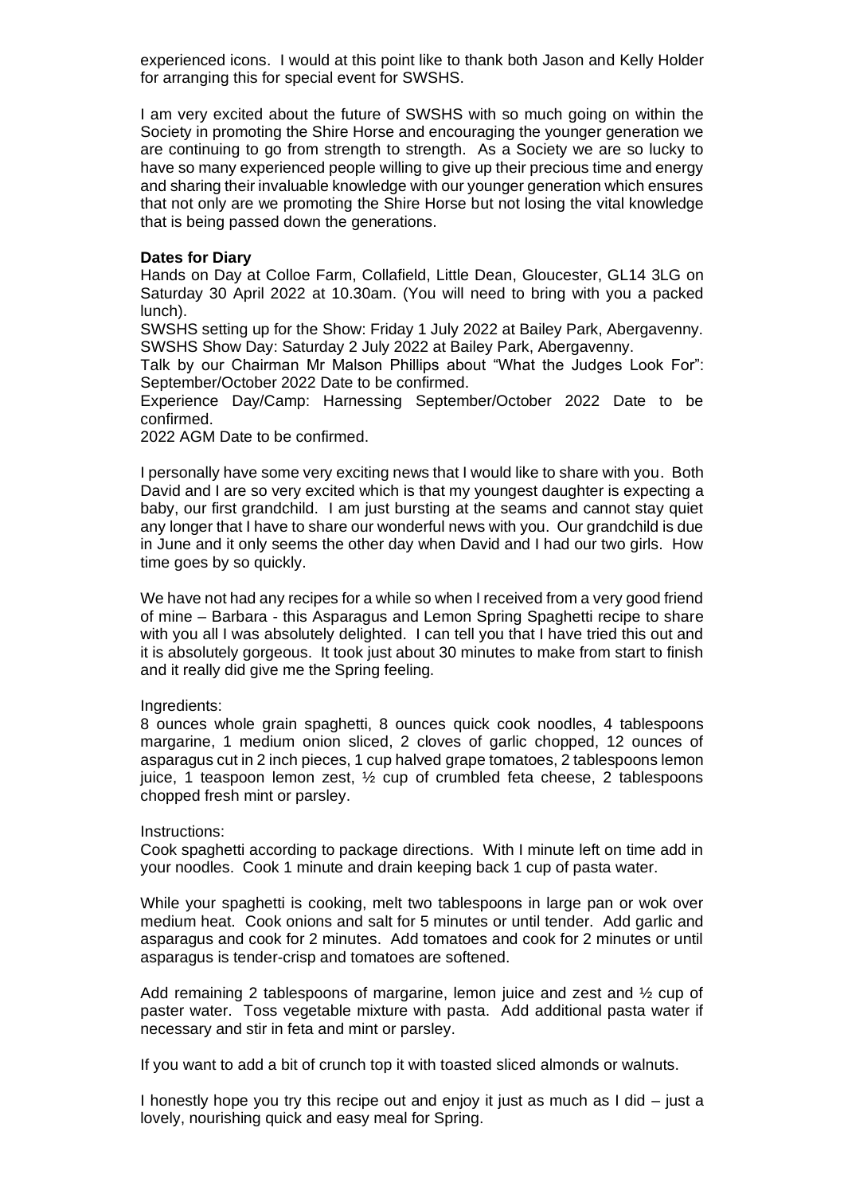experienced icons. I would at this point like to thank both Jason and Kelly Holder for arranging this for special event for SWSHS.

I am very excited about the future of SWSHS with so much going on within the Society in promoting the Shire Horse and encouraging the younger generation we are continuing to go from strength to strength. As a Society we are so lucky to have so many experienced people willing to give up their precious time and energy and sharing their invaluable knowledge with our younger generation which ensures that not only are we promoting the Shire Horse but not losing the vital knowledge that is being passed down the generations.

**Dates for Diary**

Hands on Day at Colloe Farm, Collafield, Little Dean, Gloucester, GL14 3LG on Saturday 30 April 2022 at 10.30am. (You will need to bring with you a packed lunch).

SWSHS setting up for the Show: Friday 1 July 2022 at Bailey Park, Abergavenny.

SWSHS Show Day: Saturday 2 July 2022 at Bailey Park, Abergavenny.

Talk by our Chairman Mr Malson Phillips about "What the Judges Look For": September/October 2022 Date to be confirmed.

Experience Day/Camp: Harnessing September/October 2022 Date to be confirmed.

2022 AGM Date to be confirmed.

I personally have some very exciting news that I would like to share with you. Both David and I are so very excited which is that my youngest daughter is expecting a baby, our first grandchild. I am just bursting at the seams and cannot stay quiet any longer that I have to share our wonderful news with you. Our grandchild is due in June and it only seems the other day when David and I had our two girls. How time goes by so quickly.

We have not had any recipes for a while so when I received from a very good friend of mine – Barbara - this Asparagus and Lemon Spring Spaghetti recipe to share with you all I was absolutely delighted. I can tell you that I have tried this out and it is absolutely gorgeous. It took just about 30 minutes to make from start to finish and it really did give me the Spring feeling.

Ingredients:

8 ounces whole grain spaghetti, 8 ounces quick cook noodles, 4 tablespoons margarine, 1 medium onion sliced, 2 cloves of garlic chopped, 12 ounces of asparagus cut in 2 inch pieces, 1 cup halved grape tomatoes, 2 tablespoons lemon juice, 1 teaspoon lemon zest, ½ cup of crumbled feta cheese, 2 tablespoons chopped fresh mint or parsley.

Instructions:

Cook spaghetti according to package directions. With I minute left on time add in your noodles. Cook 1 minute and drain keeping back 1 cup of pasta water.

While your spaghetti is cooking, melt two tablespoons in large pan or wok over medium heat. Cook onions and salt for 5 minutes or until tender. Add garlic and asparagus and cook for 2 minutes. Add tomatoes and cook for 2 minutes or until asparagus is tender-crisp and tomatoes are softened.

Add remaining 2 tablespoons of margarine, lemon juice and zest and ½ cup of paster water. Toss vegetable mixture with pasta. Add additional pasta water if necessary and stir in feta and mint or parsley.

If you want to add a bit of crunch top it with toasted sliced almonds or walnuts.

I honestly hope you try this recipe out and enjoy it just as much as I did – just a lovely, nourishing quick and easy meal for Spring.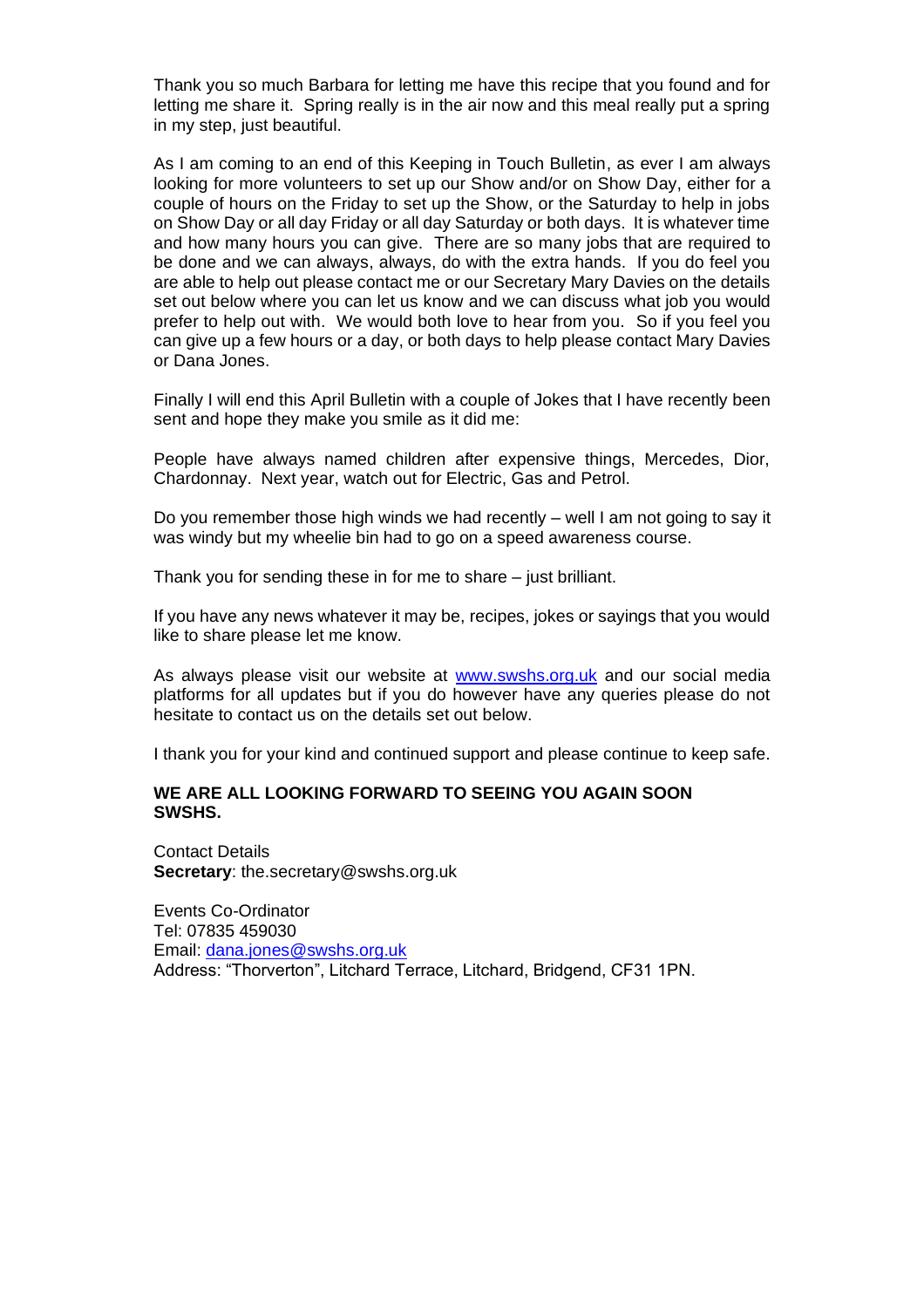Thank you so much Barbara for letting me have this recipe that you found and for letting me share it. Spring really is in the air now and this meal really put a spring in my step, just beautiful.

As I am coming to an end of this Keeping in Touch Bulletin, as ever I am always looking for more volunteers to set up our Show and/or on Show Day, either for a couple of hours on the Friday to set up the Show, or the Saturday to help in jobs on Show Day or all day Friday or all day Saturday or both days. It is whatever time and how many hours you can give. There are so many jobs that are required to be done and we can always, always, do with the extra hands. If you do feel you are able to help out please contact me or our Secretary Mary Davies on the details set out below where you can let us know and we can discuss what job you would prefer to help out with. We would both love to hear from you. So if you feel you can give up a few hours or a day, or both days to help please contact Mary Davies or Dana Jones.

Finally I will end this April Bulletin with a couple of Jokes that I have recently been sent and hope they make you smile as it did me:

People have always named children after expensive things, Mercedes, Dior, Chardonnay. Next year, watch out for Electric, Gas and Petrol.

Do you remember those high winds we had recently – well I am not going to say it was windy but my wheelie bin had to go on a speed awareness course.

Thank you for sending these in for me to share – just brilliant.

If you have any news whatever it may be, recipes, jokes or sayings that you would like to share please let me know.

As always please visit our website at [www.swshs.org.uk](http://www.swshs.org.uk) and our social media platforms for all updates but if you do however have any queries please do not hesitate to contact us on the details set out below.

I thank you for your kind and continued support and please continue to keep safe.

**WE ARE ALL LOOKING FORWARD TO SEEING YOU AGAIN SOON SWSHS.**

Contact Details
**Secretary**: the.secretary@swshs.org.uk

Events Co-Ordinator
Tel: 07835 459030
Email: [dana.jones@swshs.org.uk](mailto:dana.jones@swshs.org.uk)
Address: “Thorverton”, Litchard Terrace, Litchard, Bridgend, CF31 1PN.